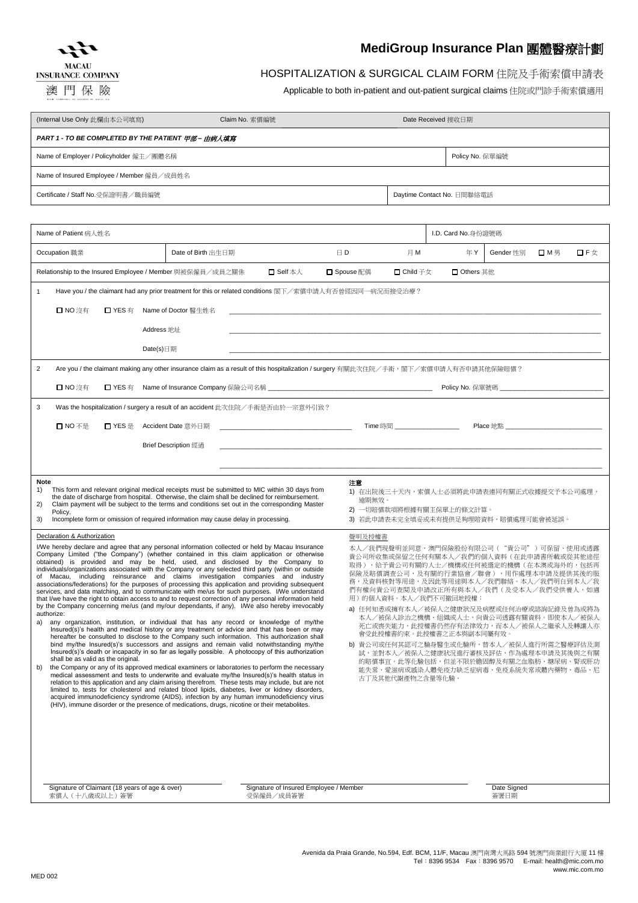MACAU INSURANCE COMPANY
澳 門 保 險

# MediGroup Insurance Plan 團體醫療計劃

## HOSPITALIZATION & SURGICAL CLAIM FORM 住院及手術索償申請表

Applicable to both in-patient and out-patient surgical claims 住院或門診手術索償適用

| (Internal Use Only 此欄由本公司填寫) | Claim No. 索償編號 | Date Received 接收日期 |
|---|---|---|

***PART 1 - TO BE COMPLETED BY THE PATIENT 甲部－由病人填寫***

| Name of Employer / Policyholder 僱主／團體名稱 | Policy No. 保單編號 |
|---|---|
| Name of Insured Employee / Member 僱員／成員姓名 | |
| Certificate / Staff No.受保證明書／職員編號 | Daytime Contact No. 日間聯絡電話 |

| Name of Patient 病人姓名 | | | | I.D. Card No.身份證號碼 | | | |
|---|---|---|---|---|---|---|---|
| Occupation 職業 | Date of Birth 出生日期 | 日 D | 月 M | 年 Y | Gender 性別 | ☐ M 男 | ☐ F 女 |
| Relationship to the Insured Employee / Member 與被保僱員／成員之關係 | ☐ Self 本人 | ☐ Spouse 配偶 | ☐ Child 子女 | ☐ Others 其他 | | | |

1 Have you / the claimant had any prior treatment for this or related conditions 閣下／索償申請人有否曾經因同一病況而接受治療？

☐ NO 沒有 ☐ YES 有 Name of Doctor 醫生姓名 ____________________

Address 地址 ____________________

Date(s)日期 ____________________

2 Are you / the claimant making any other insurance claim as a result of this hospitalization / surgery 有關此次住院／手術，閣下／索償申請人有否申請其他保險賠償？

☐ NO 沒有 ☐ YES 有 Name of Insurance Company 保險公司名稱 ____________________ Policy No. 保單號碼 ____________________

3 Was the hospitalization / surgery a result of an accident 此次住院／手術是否由於一宗意外引致？

☐ NO 不是 ☐ YES 是 Accident Date 意外日期 ____________________ Time 時間 ____________________ Place 地點 ____________________

Brief Description 經過 ____________________

____________________

**Note**

1) This form and relevant original medical receipts must be submitted to MIC within 30 days from the date of discharge from hospital. Otherwise, the claim shall be declined for reimbursement.
2) Claim payment will be subject to the terms and conditions set out in the corresponding Master Policy.
3) Incomplete form or omission of required information may cause delay in processing.

**注意**

1) 在出院後三十天內，索償人士必須將此申請表連同有關正式收據提交予本公司處理，逾期無效。
2) 一切賠償款項將根據有關主保單上的條文計算。
3) 若此申請表未完全填妥或未有提供足夠理賠資料，賠償處理可能會被延誤。

Declaration & Authorization

I/We hereby declare and agree that any personal information collected or held by Macau Insurance Company Limited ("the Company") (whether contained in this claim application or otherwise obtained) is provided and may be held, used, and disclosed by the Company to individuals/organizations associated with the Company or any selected third party (within or outside of Macau, including reinsurance and claims investigation companies and industry associations/federations) for the purposes of processing this application and providing subsequent services, and data matching, and to communicate with me/us for such purposes. I/We understand that I/we have the right to obtain access to and to request correction of any personal information held by the Company concerning me/us (and my/our dependants, if any). I/We also hereby irrevocably authorize:

a) any organization, institution, or individual that has any record or knowledge of my/the Insured(s)'s health and medical history or any treatment or advice and that has been or may hereafter be consulted to disclose to the Company such information. This authorization shall bind my/the Insured(s)'s successors and assigns and remain valid notwithstanding my/the Insured(s)'s death or incapacity in so far as legally possible. A photocopy of this authorization shall be as valid as the original.
b) the Company or any of its approved medical examiners or laboratories to perform the necessary medical assessment and tests to underwrite and evaluate my/the Insured(s)'s health status in relation to this application and any claim arising therefrom. These tests may include, but are not limited to, tests for cholesterol and related blood lipids, diabetes, liver or kidney disorders, acquired immunodeficiency syndrome (AIDS), infection by any human immunodeficiency virus (HIV), immune disorder or the presence of medications, drugs, nicotine or their metabolites.

聲明及授權書

本人／我們現聲明並同意，澳門保險股份有限公司（"貴公司"）可保留、使用或透露貴公司所收集或保留之任何有關本人／我們的個人資料（在此申請書所載或從其他途徑取得），給予貴公司有關的人士／機構或任何被選定的機構（在本澳或海外的，包括再保險及賠償調查公司，及有關的行業協會／聯會），用作處理本申請及提供其後的服務，及資料核對等用途，及因此等用途與本人／我們聯絡。本人／我們明白到本人／我們有權向貴公司查閱及申請改正所有與本人／我們（及受本人／我們受供養人，如適用）的個人資料。本人／我們不可撤回地授權：

a) 任何知悉或擁有本人／被保人之健康狀況及病歷或任何治療或諮詢記錄及曾為或將為本人／被保人診治之機構、組織或人士，向貴公司透露有關資料。即使本人／被保人死亡或喪失能力，此授權書仍然存有法律效力，而本人／被保人之繼承人及轉讓人亦會受此授權書約束。此授權書之正本與副本同屬有效。
b) 貴公司或任何其認可之驗身醫生或化驗所，替本人／被保人進行所需之醫療評估及測試，並對本人／被保人之健康狀況進行審核及評估，作為處理本申請及其後與之有關的賠償事宜。此等化驗包括，但並不限於膽固醇及有關之血脂肪、糖尿病、腎或肝功能失常、愛滋病或感染人體免疫力缺乏症病毒、免疫系統失常或體內藥物、毒品、尼古丁及其他代謝產物之含量等化驗。

| Signature of Claimant (18 years of age & over) 索償人（十八歲或以上）簽署 | Signature of Insured Employee / Member 受保僱員／成員簽署 | Date Signed 簽署日期 |
|---|---|---|

Avenida da Praia Grande, No.594, Edf. BCM, 11/F, Macau 澳門南灣大馬路 594 號澳門商業銀行大廈 11 樓
Tel：8396 9534 Fax：8396 9570 E-mail: health@mic.com.mo
www.mic.com.mo

MED 002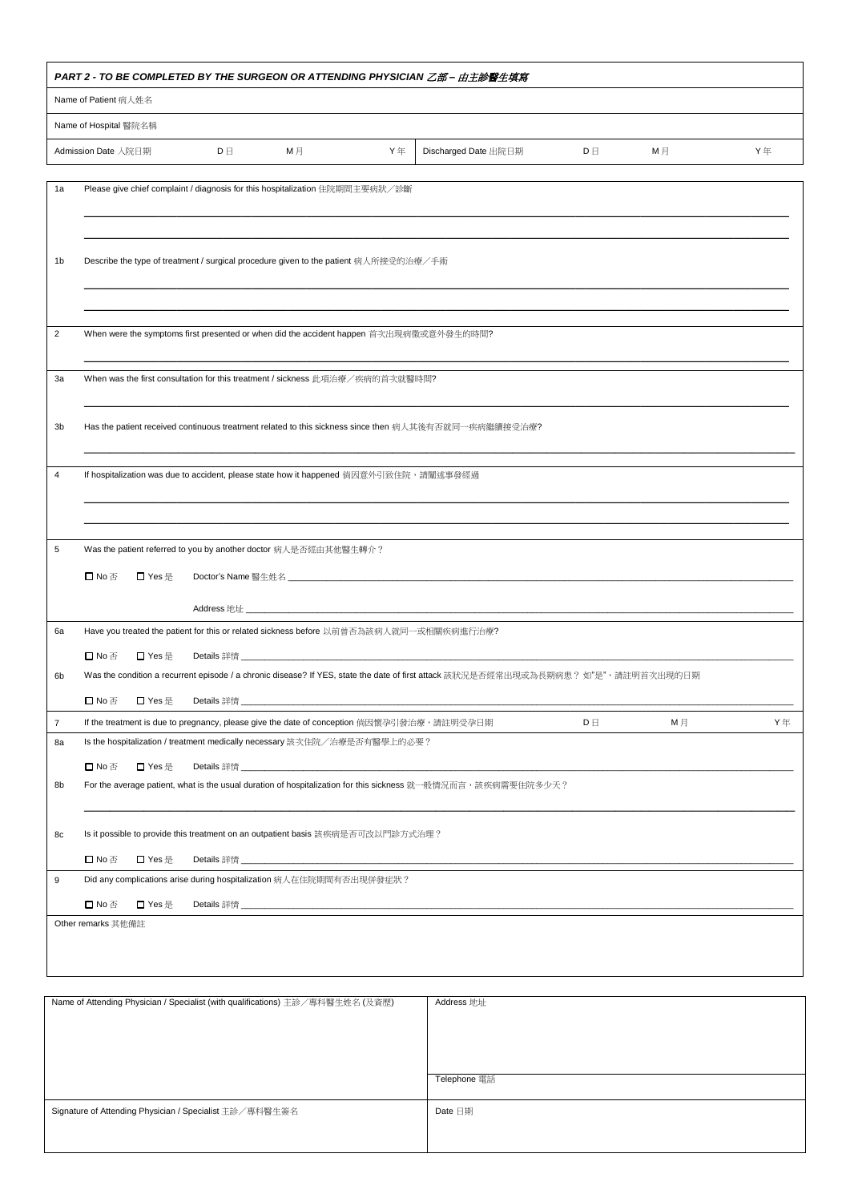***PART 2 - TO BE COMPLETED BY THE SURGEON OR ATTENDING PHYSICIAN 乙部 – 由主診醫生填寫***

| | | | | | | | |
|---|---|---|---|---|---|---|---|
| Name of Patient 病人姓名 | | | | | | | |
| Name of Hospital 醫院名稱 | | | | | | | |
| Admission Date 入院日期 | D 日 | M 月 | Y 年 | Discharged Date 出院日期 | D 日 | M 月 | Y 年 |

1a Please give chief complaint / diagnosis for this hospitalization 住院期間主要病狀／診斷

______________________________

______________________________

1b Describe the type of treatment / surgical procedure given to the patient 病人所接受的治療／手術

______________________________

______________________________

2 When were the symptoms first presented or when did the accident happen 首次出現病徵或意外發生的時間?

______________________________

3a When was the first consultation for this treatment / sickness 此項治療／疾病的首次就醫時間?

______________________________

3b Has the patient received continuous treatment related to this sickness since then 病人其後有否就同一疾病繼續接受治療?

______________________________

4 If hospitalization was due to accident, please state how it happened 倘因意外引致住院，請闡述事發經過

______________________________

______________________________

5 Was the patient referred to you by another doctor 病人是否經由其他醫生轉介？

☐ No 否 ☐ Yes 是 Doctor's Name 醫生姓名 ______________________________

Address 地址 ______________________________

6a Have you treated the patient for this or related sickness before 以前曾否為該病人就同一或相關疾病進行治療?

☐ No 否 ☐ Yes 是 Details 詳情 ______________________________

6b Was the condition a recurrent episode / a chronic disease? If YES, state the date of first attack 該狀況是否經常出現或為長期病患？ 如"是"，請註明首次出現的日期

☐ No 否 ☐ Yes 是 Details 詳情 ______________________________

7 If the treatment is due to pregnancy, please give the date of conception 倘因懷孕引發治療，請註明受孕日期 D 日 M 月 Y 年

8a Is the hospitalization / treatment medically necessary 該次住院／治療是否有醫學上的必要？

☐ No 否 ☐ Yes 是 Details 詳情 ______________________________

8b For the average patient, what is the usual duration of hospitalization for this sickness 就一般情況而言，該疾病需要住院多少天？

______________________________

8c Is it possible to provide this treatment on an outpatient basis 該疾病是否可改以門診方式治理？

☐ No 否 ☐ Yes 是 Details 詳情 ______________________________

9 Did any complications arise during hospitalization 病人在住院期間有否出現併發症狀？

☐ No 否 ☐ Yes 是 Details 詳情 ______________________________

Other remarks 其他備註

| | |
|---|---|
| Name of Attending Physician / Specialist (with qualifications) 主診／專科醫生姓名 (及資歷) | Address 地址 |
| | Telephone 電話 |
| Signature of Attending Physician / Specialist 主診／專科醫生簽名 | Date 日期 |